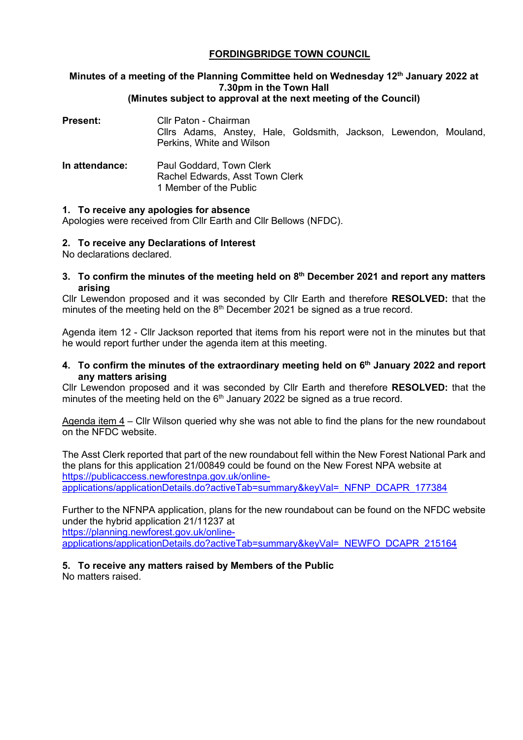# FORDINGBRIDGE TOWN COUNCIL

**Minutes of a meeting of the Planning Committee held on Wednesday 12th January 2022 at 7.30pm in the Town Hall**
**(Minutes subject to approval at the next meeting of the Council)**

**Present:** Cllr Paton - Chairman
Cllrs Adams, Anstey, Hale, Goldsmith, Jackson, Lewendon, Mouland, Perkins, White and Wilson

**In attendance:** Paul Goddard, Town Clerk
Rachel Edwards, Asst Town Clerk
1 Member of the Public

## 1. To receive any apologies for absence

Apologies were received from Cllr Earth and Cllr Bellows (NFDC).

## 2. To receive any Declarations of Interest

No declarations declared.

## 3. To confirm the minutes of the meeting held on 8th December 2021 and report any matters arising

Cllr Lewendon proposed and it was seconded by Cllr Earth and therefore **RESOLVED:** that the minutes of the meeting held on the 8th December 2021 be signed as a true record.

Agenda item 12 - Cllr Jackson reported that items from his report were not in the minutes but that he would report further under the agenda item at this meeting.

## 4. To confirm the minutes of the extraordinary meeting held on 6th January 2022 and report any matters arising

Cllr Lewendon proposed and it was seconded by Cllr Earth and therefore **RESOLVED:** that the minutes of the meeting held on the 6th January 2022 be signed as a true record.

Agenda item 4 – Cllr Wilson queried why she was not able to find the plans for the new roundabout on the NFDC website.

The Asst Clerk reported that part of the new roundabout fell within the New Forest National Park and the plans for this application 21/00849 could be found on the New Forest NPA website at https://publicaccess.newforestnpa.gov.uk/online-applications/applicationDetails.do?activeTab=summary&keyVal=_NFNP_DCAPR_177384

Further to the NFNPA application, plans for the new roundabout can be found on the NFDC website under the hybrid application 21/11237 at https://planning.newforest.gov.uk/online-applications/applicationDetails.do?activeTab=summary&keyVal=_NEWFO_DCAPR_215164

## 5. To receive any matters raised by Members of the Public

No matters raised.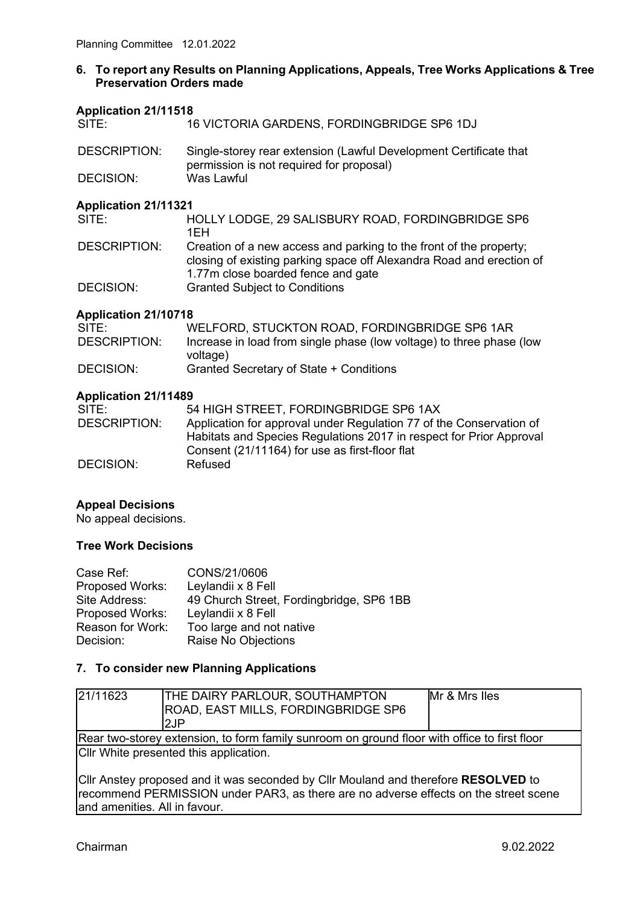## 6. To report any Results on Planning Applications, Appeals, Tree Works Applications & Tree Preservation Orders made

**Application 21/11518**

| | |
|---|---|
| SITE: | 16 VICTORIA GARDENS, FORDINGBRIDGE SP6 1DJ |
| DESCRIPTION: | Single-storey rear extension (Lawful Development Certificate that permission is not required for proposal) |
| DECISION: | Was Lawful |

**Application 21/11321**

| | |
|---|---|
| SITE: | HOLLY LODGE, 29 SALISBURY ROAD, FORDINGBRIDGE SP6 1EH |
| DESCRIPTION: | Creation of a new access and parking to the front of the property; closing of existing parking space off Alexandra Road and erection of 1.77m close boarded fence and gate |
| DECISION: | Granted Subject to Conditions |

**Application 21/10718**

| | |
|---|---|
| SITE: | WELFORD, STUCKTON ROAD, FORDINGBRIDGE SP6 1AR |
| DESCRIPTION: | Increase in load from single phase (low voltage) to three phase (low voltage) |
| DECISION: | Granted Secretary of State + Conditions |

**Application 21/11489**

| | |
|---|---|
| SITE: | 54 HIGH STREET, FORDINGBRIDGE SP6 1AX |
| DESCRIPTION: | Application for approval under Regulation 77 of the Conservation of Habitats and Species Regulations 2017 in respect for Prior Approval Consent (21/11164) for use as first-floor flat |
| DECISION: | Refused |

**Appeal Decisions**

No appeal decisions.

**Tree Work Decisions**

| | |
|---|---|
| Case Ref: | CONS/21/0606 |
| Proposed Works: | Leylandii x 8 Fell |
| Site Address: | 49 Church Street, Fordingbridge, SP6 1BB |
| Proposed Works: | Leylandii x 8 Fell |
| Reason for Work: | Too large and not native |
| Decision: | Raise No Objections |

## 7. To consider new Planning Applications

| 21/11623 | THE DAIRY PARLOUR, SOUTHAMPTON ROAD, EAST MILLS, FORDINGBRIDGE SP6 2JP | Mr & Mrs Iles |
|---|---|---|
| Rear two-storey extension, to form family sunroom on ground floor with office to first floor | | |
| Cllr White presented this application.<br><br>Cllr Anstey proposed and it was seconded by Cllr Mouland and therefore **RESOLVED** to recommend PERMISSION under PAR3, as there are no adverse effects on the street scene and amenities. All in favour. | | |

Chairman 9.02.2022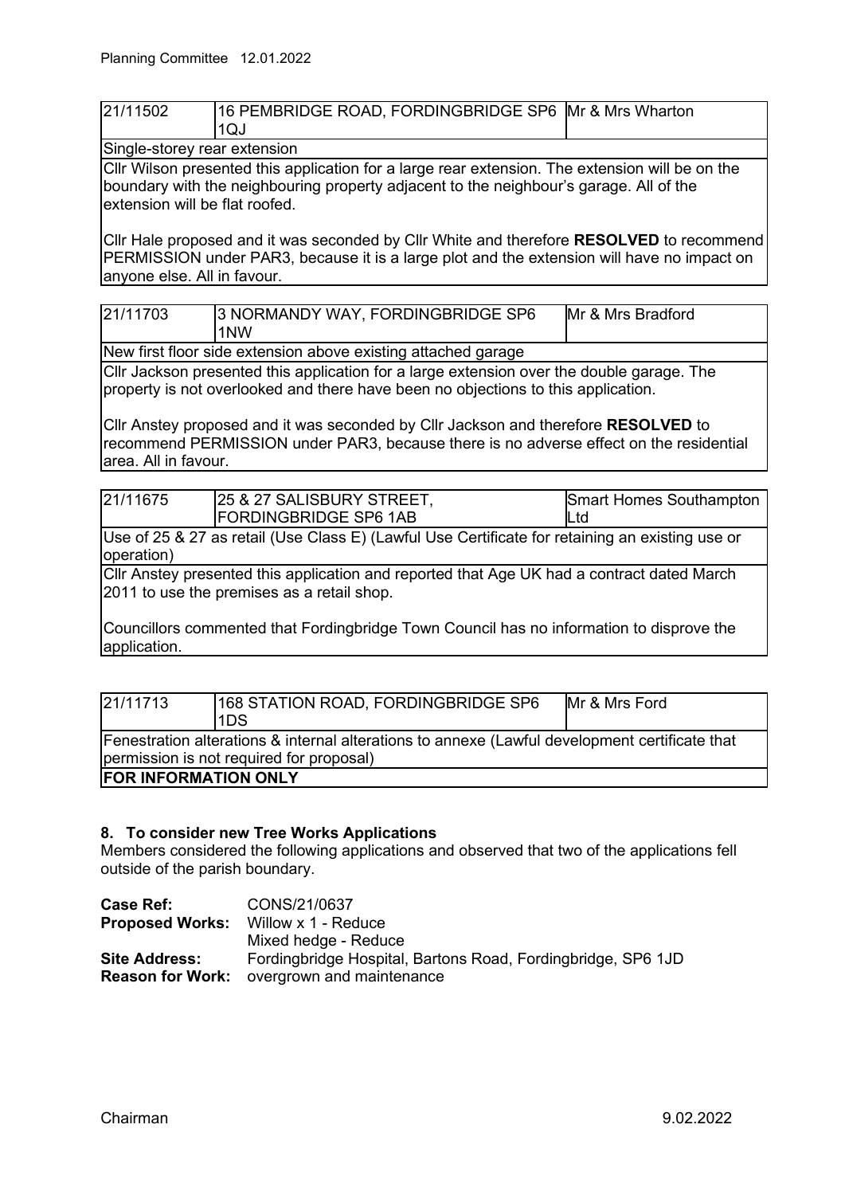| 21/11502 | 16 PEMBRIDGE ROAD, FORDINGBRIDGE SP6 1QJ | Mr & Mrs Wharton |
|---|---|---|
| Single-storey rear extension | | |
| Cllr Wilson presented this application for a large rear extension. The extension will be on the boundary with the neighbouring property adjacent to the neighbour's garage. All of the extension will be flat roofed.<br><br>Cllr Hale proposed and it was seconded by Cllr White and therefore **RESOLVED** to recommend PERMISSION under PAR3, because it is a large plot and the extension will have no impact on anyone else. All in favour. | | |

| 21/11703 | 3 NORMANDY WAY, FORDINGBRIDGE SP6 1NW | Mr & Mrs Bradford |
|---|---|---|
| New first floor side extension above existing attached garage | | |
| Cllr Jackson presented this application for a large extension over the double garage. The property is not overlooked and there have been no objections to this application.<br><br>Cllr Anstey proposed and it was seconded by Cllr Jackson and therefore **RESOLVED** to recommend PERMISSION under PAR3, because there is no adverse effect on the residential area. All in favour. | | |

| 21/11675 | 25 & 27 SALISBURY STREET, FORDINGBRIDGE SP6 1AB | Smart Homes Southampton Ltd |
|---|---|---|
| Use of 25 & 27 as retail (Use Class E) (Lawful Use Certificate for retaining an existing use or operation) | | |
| Cllr Anstey presented this application and reported that Age UK had a contract dated March 2011 to use the premises as a retail shop.<br><br>Councillors commented that Fordingbridge Town Council has no information to disprove the application. | | |

| 21/11713 | 168 STATION ROAD, FORDINGBRIDGE SP6 1DS | Mr & Mrs Ford |
|---|---|---|
| Fenestration alterations & internal alterations to annexe (Lawful development certificate that permission is not required for proposal) | | |
| **FOR INFORMATION ONLY** | | |

### 8. To consider new Tree Works Applications

Members considered the following applications and observed that two of the applications fell outside of the parish boundary.

**Case Ref:** CONS/21/0637
**Proposed Works:** Willow x 1 - Reduce
Mixed hedge - Reduce
**Site Address:** Fordingbridge Hospital, Bartons Road, Fordingbridge, SP6 1JD
**Reason for Work:** overgrown and maintenance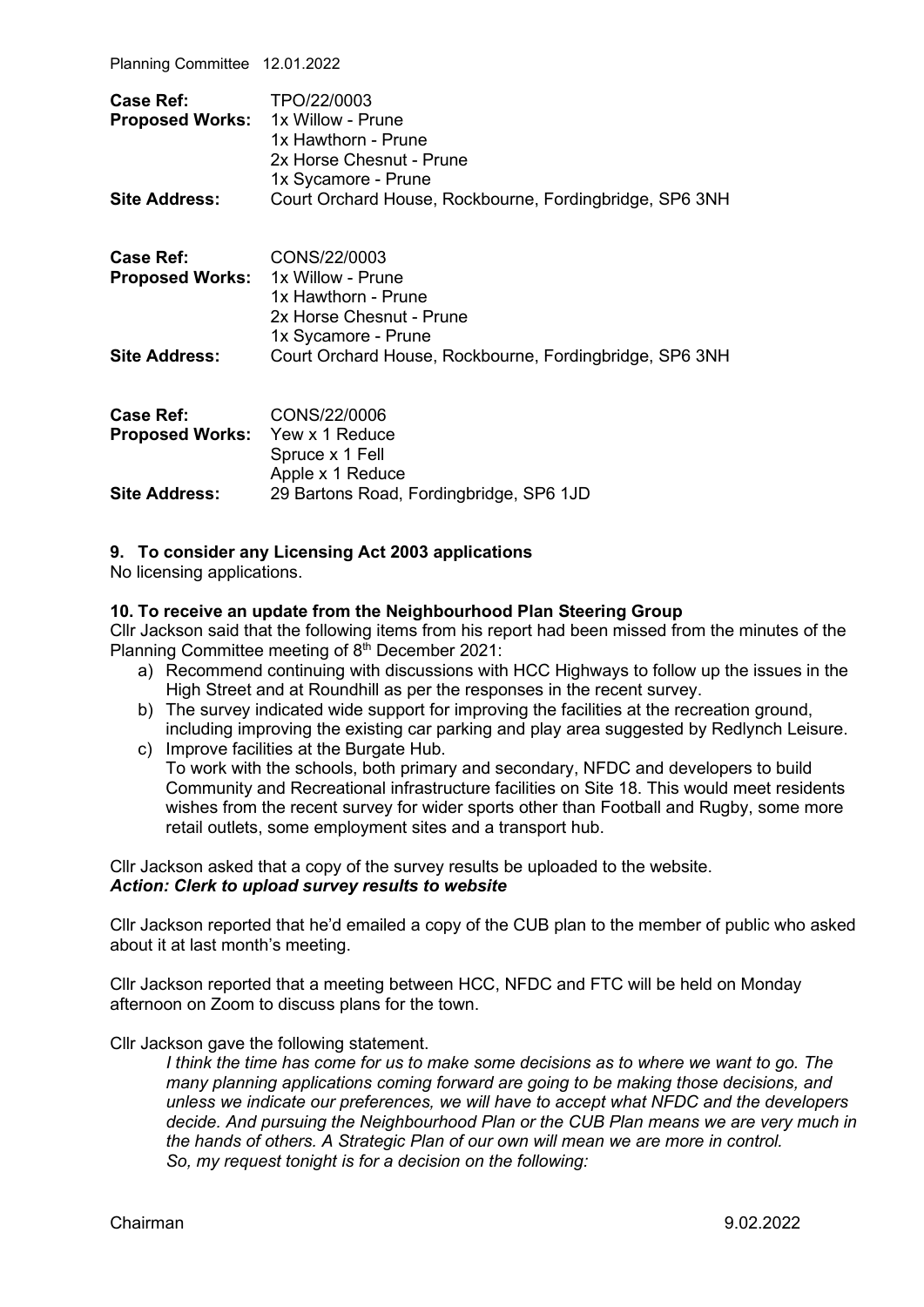**Case Ref:** TPO/22/0003
**Proposed Works:** 1x Willow - Prune
1x Hawthorn - Prune
2x Horse Chesnut - Prune
1x Sycamore - Prune
**Site Address:** Court Orchard House, Rockbourne, Fordingbridge, SP6 3NH

**Case Ref:** CONS/22/0003
**Proposed Works:** 1x Willow - Prune
1x Hawthorn - Prune
2x Horse Chesnut - Prune
1x Sycamore - Prune
**Site Address:** Court Orchard House, Rockbourne, Fordingbridge, SP6 3NH

**Case Ref:** CONS/22/0006
**Proposed Works:** Yew x 1 Reduce
Spruce x 1 Fell
Apple x 1 Reduce
**Site Address:** 29 Bartons Road, Fordingbridge, SP6 1JD

### 9. To consider any Licensing Act 2003 applications

No licensing applications.

### 10. To receive an update from the Neighbourhood Plan Steering Group

Cllr Jackson said that the following items from his report had been missed from the minutes of the Planning Committee meeting of 8th December 2021:

a) Recommend continuing with discussions with HCC Highways to follow up the issues in the High Street and at Roundhill as per the responses in the recent survey.
b) The survey indicated wide support for improving the facilities at the recreation ground, including improving the existing car parking and play area suggested by Redlynch Leisure.
c) Improve facilities at the Burgate Hub.
To work with the schools, both primary and secondary, NFDC and developers to build Community and Recreational infrastructure facilities on Site 18. This would meet residents wishes from the recent survey for wider sports other than Football and Rugby, some more retail outlets, some employment sites and a transport hub.

Cllr Jackson asked that a copy of the survey results be uploaded to the website.
***Action: Clerk to upload survey results to website***

Cllr Jackson reported that he'd emailed a copy of the CUB plan to the member of public who asked about it at last month's meeting.

Cllr Jackson reported that a meeting between HCC, NFDC and FTC will be held on Monday afternoon on Zoom to discuss plans for the town.

Cllr Jackson gave the following statement.

> *I think the time has come for us to make some decisions as to where we want to go. The many planning applications coming forward are going to be making those decisions, and unless we indicate our preferences, we will have to accept what NFDC and the developers decide. And pursuing the Neighbourhood Plan or the CUB Plan means we are very much in the hands of others. A Strategic Plan of our own will mean we are more in control.*
> *So, my request tonight is for a decision on the following:*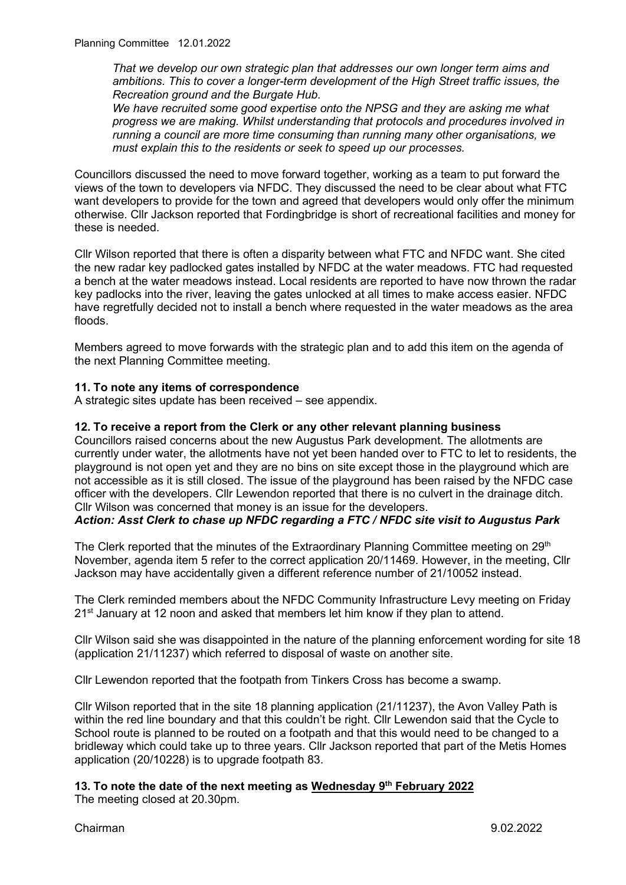*That we develop our own strategic plan that addresses our own longer term aims and ambitions. This to cover a longer-term development of the High Street traffic issues, the Recreation ground and the Burgate Hub.*

*We have recruited some good expertise onto the NPSG and they are asking me what progress we are making. Whilst understanding that protocols and procedures involved in running a council are more time consuming than running many other organisations, we must explain this to the residents or seek to speed up our processes.*

Councillors discussed the need to move forward together, working as a team to put forward the views of the town to developers via NFDC. They discussed the need to be clear about what FTC want developers to provide for the town and agreed that developers would only offer the minimum otherwise. Cllr Jackson reported that Fordingbridge is short of recreational facilities and money for these is needed.

Cllr Wilson reported that there is often a disparity between what FTC and NFDC want. She cited the new radar key padlocked gates installed by NFDC at the water meadows. FTC had requested a bench at the water meadows instead. Local residents are reported to have now thrown the radar key padlocks into the river, leaving the gates unlocked at all times to make access easier. NFDC have regretfully decided not to install a bench where requested in the water meadows as the area floods.

Members agreed to move forwards with the strategic plan and to add this item on the agenda of the next Planning Committee meeting.

**11. To note any items of correspondence**

A strategic sites update has been received – see appendix.

**12. To receive a report from the Clerk or any other relevant planning business**

Councillors raised concerns about the new Augustus Park development. The allotments are currently under water, the allotments have not yet been handed over to FTC to let to residents, the playground is not open yet and they are no bins on site except those in the playground which are not accessible as it is still closed. The issue of the playground has been raised by the NFDC case officer with the developers. Cllr Lewendon reported that there is no culvert in the drainage ditch. Cllr Wilson was concerned that money is an issue for the developers.

***Action: Asst Clerk to chase up NFDC regarding a FTC / NFDC site visit to Augustus Park***

The Clerk reported that the minutes of the Extraordinary Planning Committee meeting on 29th November, agenda item 5 refer to the correct application 20/11469. However, in the meeting, Cllr Jackson may have accidentally given a different reference number of 21/10052 instead.

The Clerk reminded members about the NFDC Community Infrastructure Levy meeting on Friday 21st January at 12 noon and asked that members let him know if they plan to attend.

Cllr Wilson said she was disappointed in the nature of the planning enforcement wording for site 18 (application 21/11237) which referred to disposal of waste on another site.

Cllr Lewendon reported that the footpath from Tinkers Cross has become a swamp.

Cllr Wilson reported that in the site 18 planning application (21/11237), the Avon Valley Path is within the red line boundary and that this couldn't be right. Cllr Lewendon said that the Cycle to School route is planned to be routed on a footpath and that this would need to be changed to a bridleway which could take up to three years. Cllr Jackson reported that part of the Metis Homes application (20/10228) is to upgrade footpath 83.

**13. To note the date of the next meeting as <u>Wednesday 9th February 2022</u>**

The meeting closed at 20.30pm.

Chairman 9.02.2022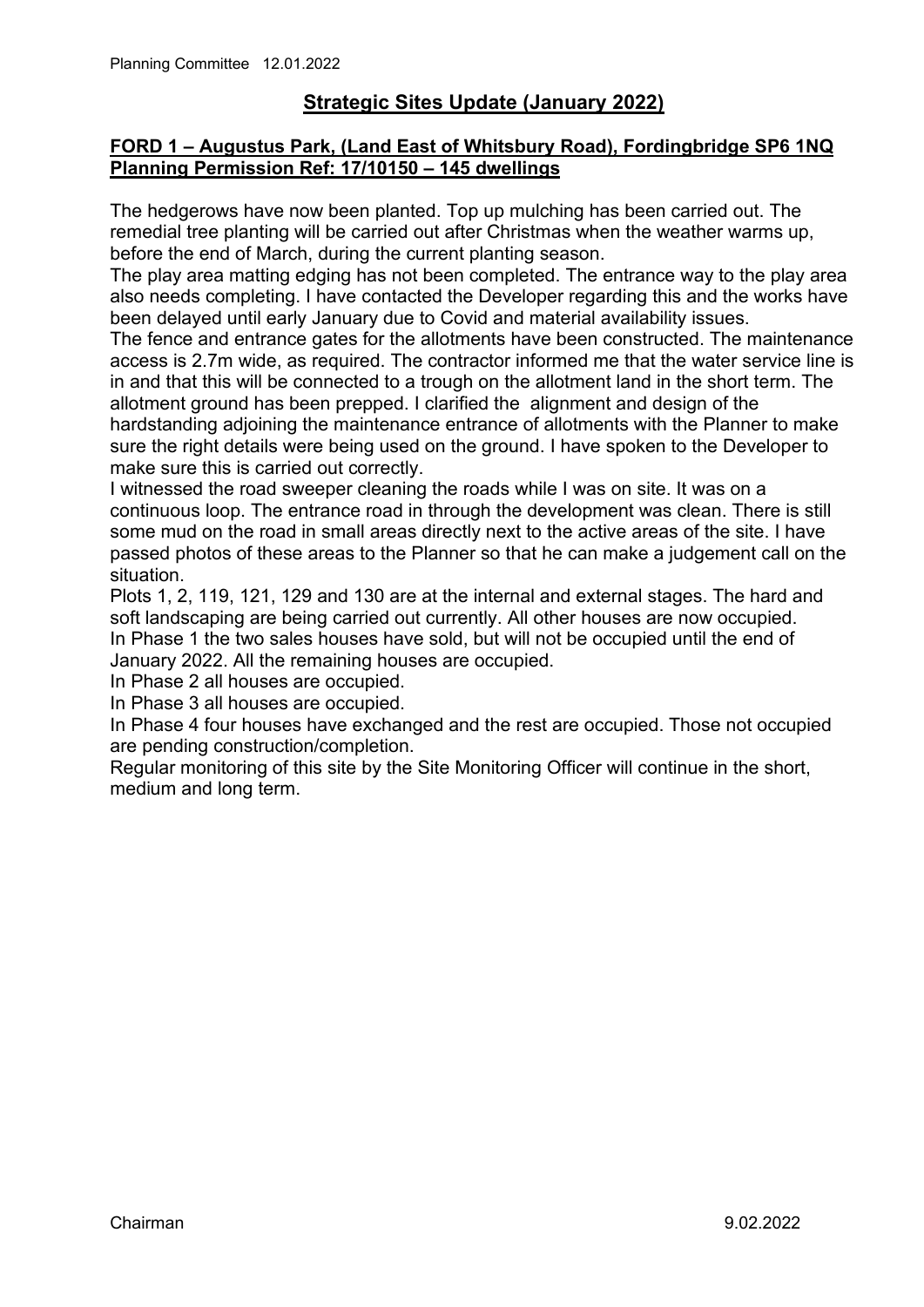# Strategic Sites Update (January 2022)

## FORD 1 – Augustus Park, (Land East of Whitsbury Road), Fordingbridge SP6 1NQ Planning Permission Ref: 17/10150 – 145 dwellings

The hedgerows have now been planted. Top up mulching has been carried out. The remedial tree planting will be carried out after Christmas when the weather warms up, before the end of March, during the current planting season.

The play area matting edging has not been completed. The entrance way to the play area also needs completing. I have contacted the Developer regarding this and the works have been delayed until early January due to Covid and material availability issues.

The fence and entrance gates for the allotments have been constructed. The maintenance access is 2.7m wide, as required. The contractor informed me that the water service line is in and that this will be connected to a trough on the allotment land in the short term. The allotment ground has been prepped. I clarified the alignment and design of the hardstanding adjoining the maintenance entrance of allotments with the Planner to make sure the right details were being used on the ground. I have spoken to the Developer to make sure this is carried out correctly.

I witnessed the road sweeper cleaning the roads while I was on site. It was on a continuous loop. The entrance road in through the development was clean. There is still some mud on the road in small areas directly next to the active areas of the site. I have passed photos of these areas to the Planner so that he can make a judgement call on the situation.

Plots 1, 2, 119, 121, 129 and 130 are at the internal and external stages. The hard and soft landscaping are being carried out currently. All other houses are now occupied.

In Phase 1 the two sales houses have sold, but will not be occupied until the end of January 2022. All the remaining houses are occupied.

In Phase 2 all houses are occupied.

In Phase 3 all houses are occupied.

In Phase 4 four houses have exchanged and the rest are occupied. Those not occupied are pending construction/completion.

Regular monitoring of this site by the Site Monitoring Officer will continue in the short, medium and long term.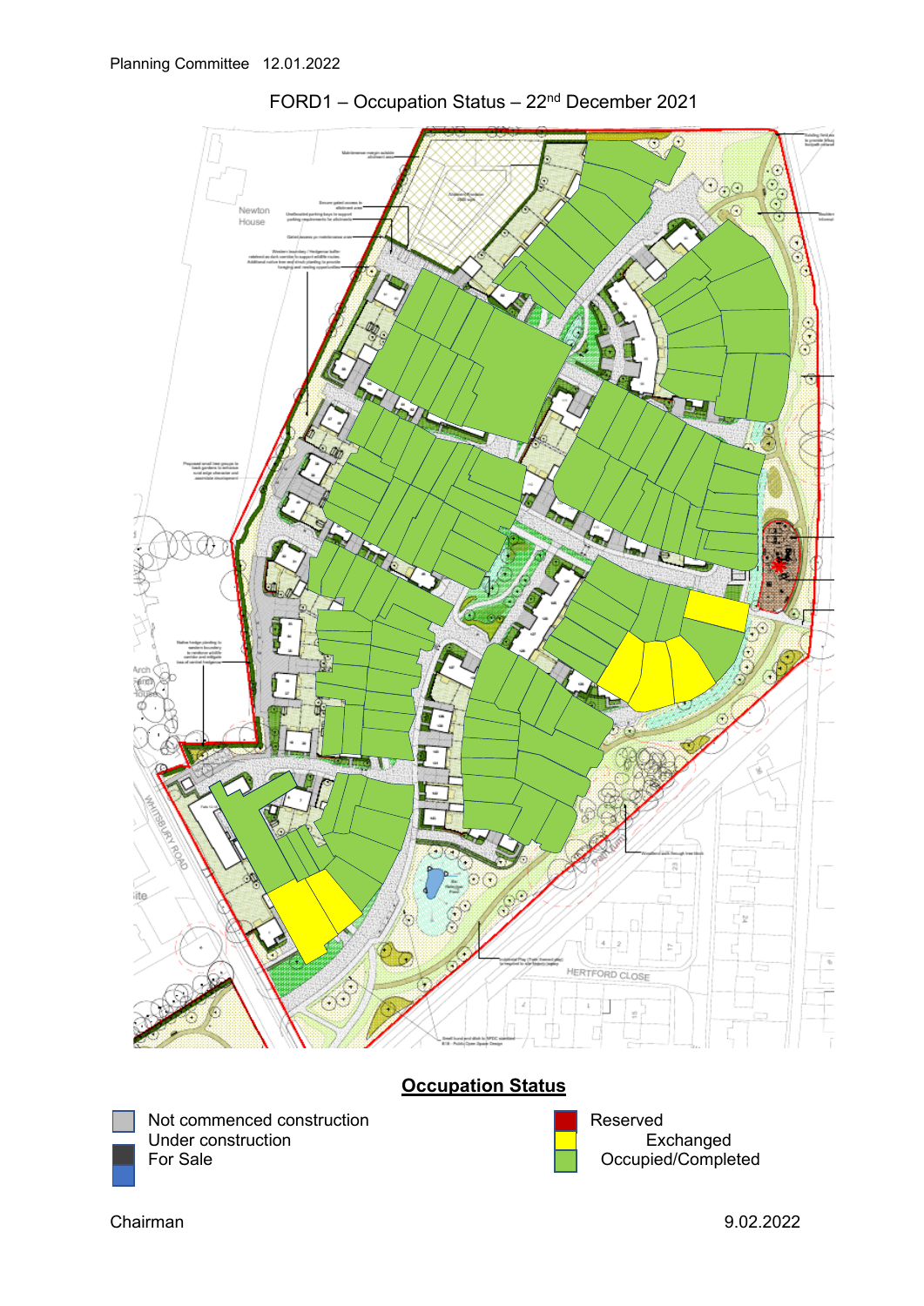Planning Committee 12.01.2022

FORD1 – Occupation Status – 22nd December 2021

Newton House

WHITSBURY ROAD

HERTFORD CLOSE

## Occupation Status

Not commenced construction

Under construction

For Sale

Reserved

Exchanged

Occupied/Completed

Chairman

9.02.2022